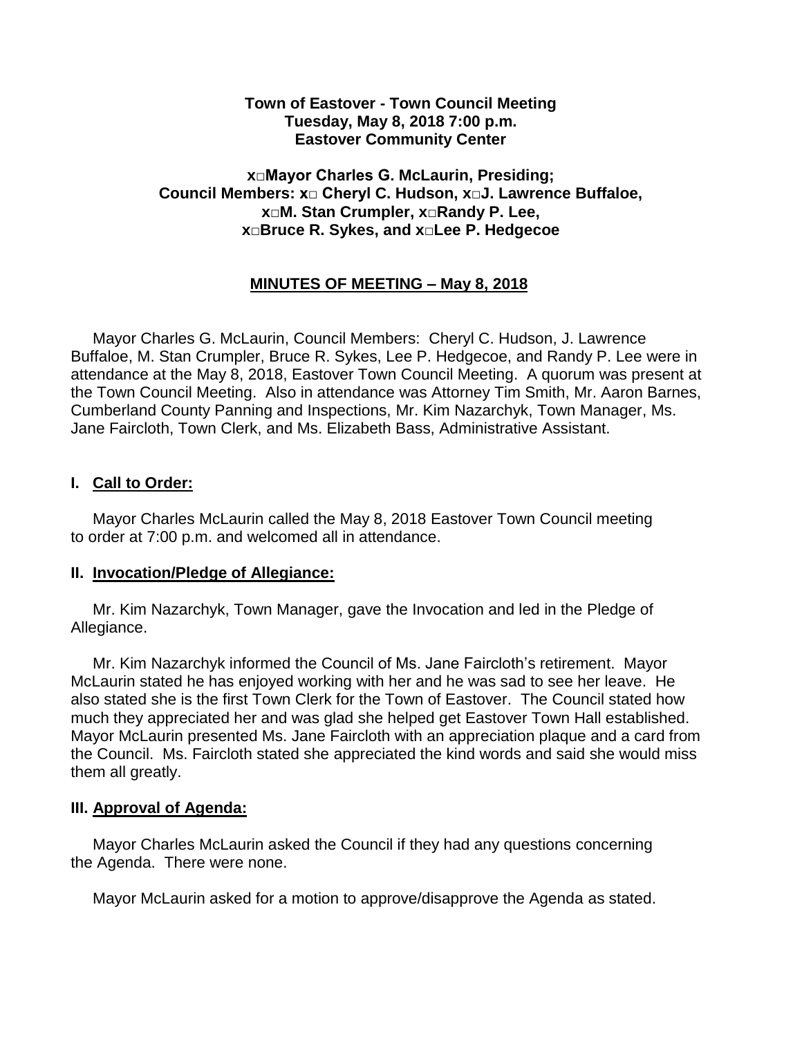**Town of Eastover - Town Council Meeting**
**Tuesday, May 8, 2018 7:00 p.m.**
**Eastover Community Center**

**x□Mayor Charles G. McLaurin, Presiding;**
**Council Members: x□ Cheryl C. Hudson, x□J. Lawrence Buffaloe,**
**x□M. Stan Crumpler, x□Randy P. Lee,**
**x□Bruce R. Sykes, and x□Lee P. Hedgecoe**

**MINUTES OF MEETING – May 8, 2018**

Mayor Charles G. McLaurin, Council Members: Cheryl C. Hudson, J. Lawrence Buffaloe, M. Stan Crumpler, Bruce R. Sykes, Lee P. Hedgecoe, and Randy P. Lee were in attendance at the May 8, 2018, Eastover Town Council Meeting. A quorum was present at the Town Council Meeting. Also in attendance was Attorney Tim Smith, Mr. Aaron Barnes, Cumberland County Panning and Inspections, Mr. Kim Nazarchyk, Town Manager, Ms. Jane Faircloth, Town Clerk, and Ms. Elizabeth Bass, Administrative Assistant.

## I. Call to Order:

Mayor Charles McLaurin called the May 8, 2018 Eastover Town Council meeting to order at 7:00 p.m. and welcomed all in attendance.

## II. Invocation/Pledge of Allegiance:

Mr. Kim Nazarchyk, Town Manager, gave the Invocation and led in the Pledge of Allegiance.

Mr. Kim Nazarchyk informed the Council of Ms. Jane Faircloth's retirement. Mayor McLaurin stated he has enjoyed working with her and he was sad to see her leave. He also stated she is the first Town Clerk for the Town of Eastover. The Council stated how much they appreciated her and was glad she helped get Eastover Town Hall established. Mayor McLaurin presented Ms. Jane Faircloth with an appreciation plaque and a card from the Council. Ms. Faircloth stated she appreciated the kind words and said she would miss them all greatly.

## III. Approval of Agenda:

Mayor Charles McLaurin asked the Council if they had any questions concerning the Agenda. There were none.

Mayor McLaurin asked for a motion to approve/disapprove the Agenda as stated.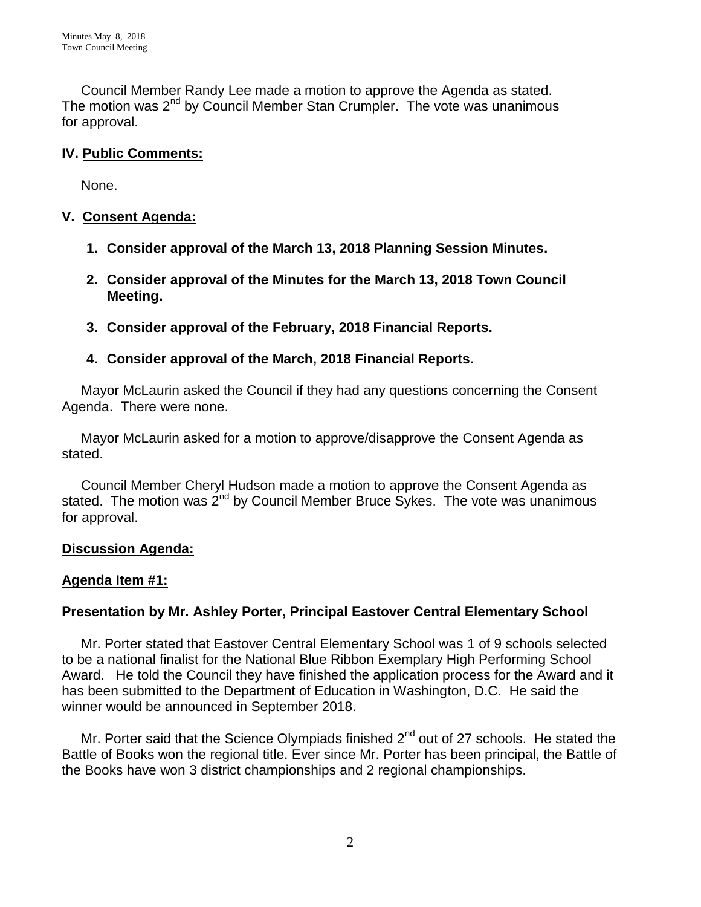Council Member Randy Lee made a motion to approve the Agenda as stated. The motion was 2nd by Council Member Stan Crumpler. The vote was unanimous for approval.

## IV. Public Comments:

None.

## V. Consent Agenda:

1. **Consider approval of the March 13, 2018 Planning Session Minutes.**
2. **Consider approval of the Minutes for the March 13, 2018 Town Council Meeting.**
3. **Consider approval of the February, 2018 Financial Reports.**
4. **Consider approval of the March, 2018 Financial Reports.**

Mayor McLaurin asked the Council if they had any questions concerning the Consent Agenda. There were none.

Mayor McLaurin asked for a motion to approve/disapprove the Consent Agenda as stated.

Council Member Cheryl Hudson made a motion to approve the Consent Agenda as stated. The motion was 2nd by Council Member Bruce Sykes. The vote was unanimous for approval.

## Discussion Agenda:

### Agenda Item #1:

### Presentation by Mr. Ashley Porter, Principal Eastover Central Elementary School

Mr. Porter stated that Eastover Central Elementary School was 1 of 9 schools selected to be a national finalist for the National Blue Ribbon Exemplary High Performing School Award. He told the Council they have finished the application process for the Award and it has been submitted to the Department of Education in Washington, D.C. He said the winner would be announced in September 2018.

Mr. Porter said that the Science Olympiads finished 2nd out of 27 schools. He stated the Battle of Books won the regional title. Ever since Mr. Porter has been principal, the Battle of the Books have won 3 district championships and 2 regional championships.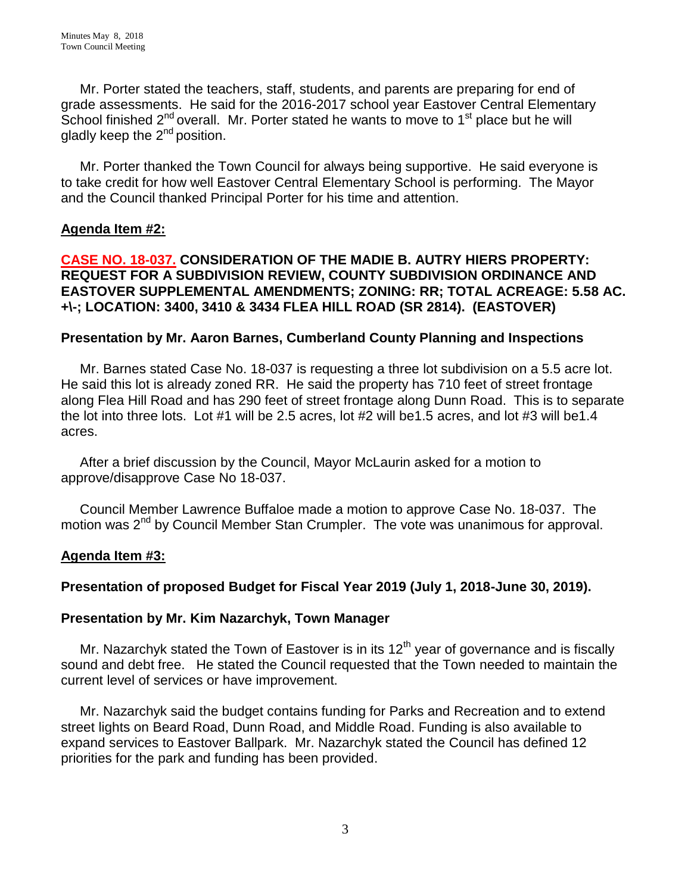Mr. Porter stated the teachers, staff, students, and parents are preparing for end of grade assessments. He said for the 2016-2017 school year Eastover Central Elementary School finished 2nd overall. Mr. Porter stated he wants to move to 1st place but he will gladly keep the 2nd position.

Mr. Porter thanked the Town Council for always being supportive. He said everyone is to take credit for how well Eastover Central Elementary School is performing. The Mayor and the Council thanked Principal Porter for his time and attention.

**Agenda Item #2:**

**CASE NO. 18-037. CONSIDERATION OF THE MADIE B. AUTRY HIERS PROPERTY: REQUEST FOR A SUBDIVISION REVIEW, COUNTY SUBDIVISION ORDINANCE AND EASTOVER SUPPLEMENTAL AMENDMENTS; ZONING: RR; TOTAL ACREAGE: 5.58 AC. +\-; LOCATION: 3400, 3410 & 3434 FLEA HILL ROAD (SR 2814). (EASTOVER)**

**Presentation by Mr. Aaron Barnes, Cumberland County Planning and Inspections**

Mr. Barnes stated Case No. 18-037 is requesting a three lot subdivision on a 5.5 acre lot. He said this lot is already zoned RR. He said the property has 710 feet of street frontage along Flea Hill Road and has 290 feet of street frontage along Dunn Road. This is to separate the lot into three lots. Lot #1 will be 2.5 acres, lot #2 will be1.5 acres, and lot #3 will be1.4 acres.

After a brief discussion by the Council, Mayor McLaurin asked for a motion to approve/disapprove Case No 18-037.

Council Member Lawrence Buffaloe made a motion to approve Case No. 18-037. The motion was 2nd by Council Member Stan Crumpler. The vote was unanimous for approval.

**Agenda Item #3:**

**Presentation of proposed Budget for Fiscal Year 2019 (July 1, 2018-June 30, 2019).**

**Presentation by Mr. Kim Nazarchyk, Town Manager**

Mr. Nazarchyk stated the Town of Eastover is in its 12th year of governance and is fiscally sound and debt free. He stated the Council requested that the Town needed to maintain the current level of services or have improvement.

Mr. Nazarchyk said the budget contains funding for Parks and Recreation and to extend street lights on Beard Road, Dunn Road, and Middle Road. Funding is also available to expand services to Eastover Ballpark. Mr. Nazarchyk stated the Council has defined 12 priorities for the park and funding has been provided.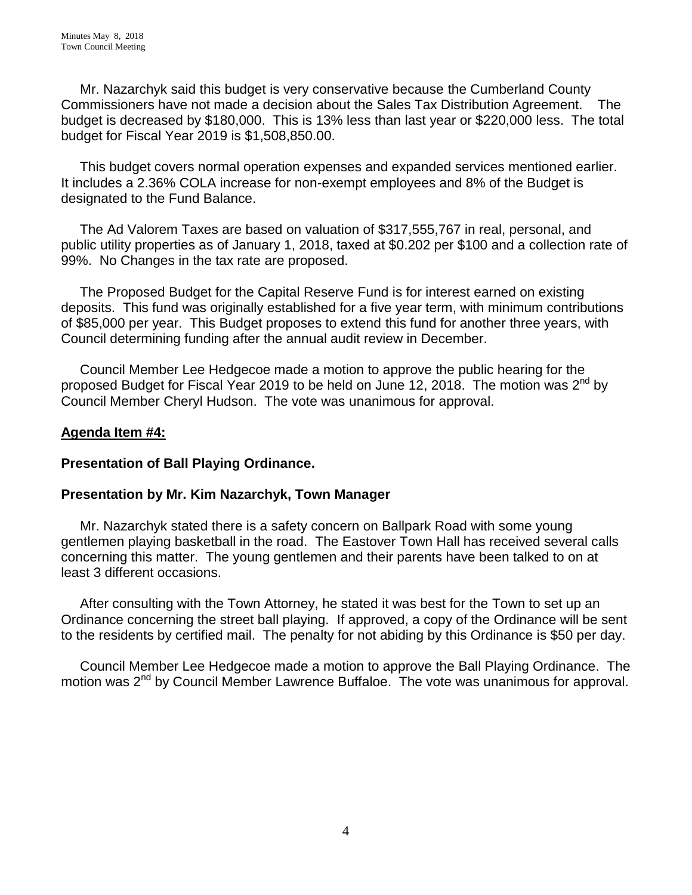Mr. Nazarchyk said this budget is very conservative because the Cumberland County Commissioners have not made a decision about the Sales Tax Distribution Agreement. The budget is decreased by $180,000. This is 13% less than last year or $220,000 less. The total budget for Fiscal Year 2019 is $1,508,850.00.

This budget covers normal operation expenses and expanded services mentioned earlier. It includes a 2.36% COLA increase for non-exempt employees and 8% of the Budget is designated to the Fund Balance.

The Ad Valorem Taxes are based on valuation of $317,555,767 in real, personal, and public utility properties as of January 1, 2018, taxed at $0.202 per $100 and a collection rate of 99%. No Changes in the tax rate are proposed.

The Proposed Budget for the Capital Reserve Fund is for interest earned on existing deposits. This fund was originally established for a five year term, with minimum contributions of $85,000 per year. This Budget proposes to extend this fund for another three years, with Council determining funding after the annual audit review in December.

Council Member Lee Hedgecoe made a motion to approve the public hearing for the proposed Budget for Fiscal Year 2019 to be held on June 12, 2018. The motion was 2nd by Council Member Cheryl Hudson. The vote was unanimous for approval.

**Agenda Item #4:**

**Presentation of Ball Playing Ordinance.**

**Presentation by Mr. Kim Nazarchyk, Town Manager**

Mr. Nazarchyk stated there is a safety concern on Ballpark Road with some young gentlemen playing basketball in the road. The Eastover Town Hall has received several calls concerning this matter. The young gentlemen and their parents have been talked to on at least 3 different occasions.

After consulting with the Town Attorney, he stated it was best for the Town to set up an Ordinance concerning the street ball playing. If approved, a copy of the Ordinance will be sent to the residents by certified mail. The penalty for not abiding by this Ordinance is $50 per day.

Council Member Lee Hedgecoe made a motion to approve the Ball Playing Ordinance. The motion was 2nd by Council Member Lawrence Buffaloe. The vote was unanimous for approval.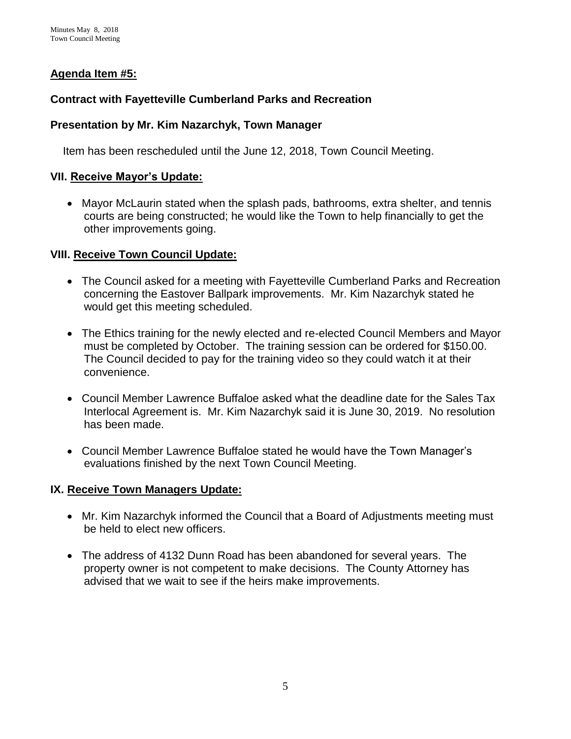**Agenda Item #5:**

**Contract with Fayetteville Cumberland Parks and Recreation**

**Presentation by Mr. Kim Nazarchyk, Town Manager**

Item has been rescheduled until the June 12, 2018, Town Council Meeting.

## VII. Receive Mayor's Update:

- Mayor McLaurin stated when the splash pads, bathrooms, extra shelter, and tennis courts are being constructed; he would like the Town to help financially to get the other improvements going.

## VIII. Receive Town Council Update:

- The Council asked for a meeting with Fayetteville Cumberland Parks and Recreation concerning the Eastover Ballpark improvements. Mr. Kim Nazarchyk stated he would get this meeting scheduled.
- The Ethics training for the newly elected and re-elected Council Members and Mayor must be completed by October. The training session can be ordered for $150.00. The Council decided to pay for the training video so they could watch it at their convenience.
- Council Member Lawrence Buffaloe asked what the deadline date for the Sales Tax Interlocal Agreement is. Mr. Kim Nazarchyk said it is June 30, 2019. No resolution has been made.
- Council Member Lawrence Buffaloe stated he would have the Town Manager's evaluations finished by the next Town Council Meeting.

## IX. Receive Town Managers Update:

- Mr. Kim Nazarchyk informed the Council that a Board of Adjustments meeting must be held to elect new officers.
- The address of 4132 Dunn Road has been abandoned for several years. The property owner is not competent to make decisions. The County Attorney has advised that we wait to see if the heirs make improvements.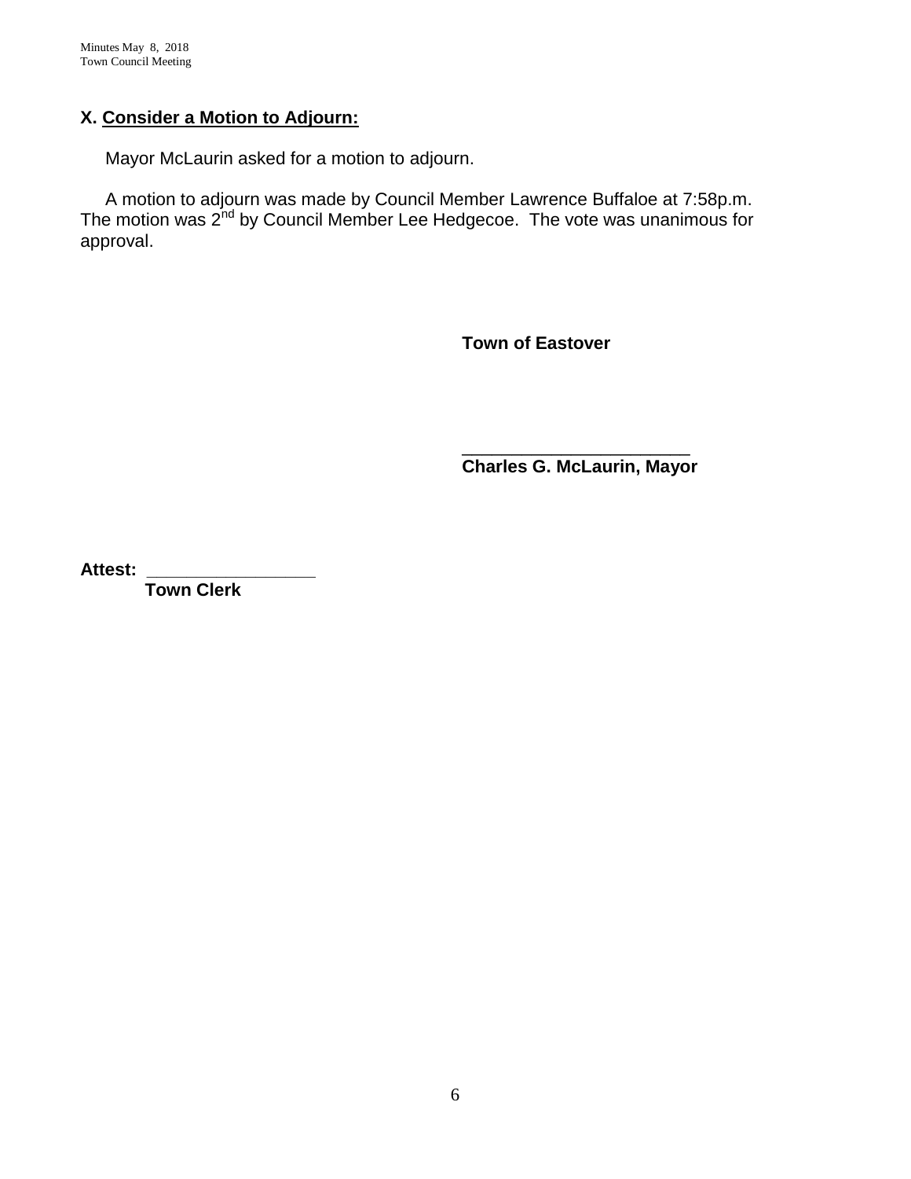## X. Consider a Motion to Adjourn:

Mayor McLaurin asked for a motion to adjourn.

A motion to adjourn was made by Council Member Lawrence Buffaloe at 7:58p.m. The motion was 2nd by Council Member Lee Hedgecoe. The vote was unanimous for approval.

**Town of Eastover**

\_\_\_\_\_\_\_\_\_\_\_\_\_\_\_\_\_\_\_\_\_\_\_\_
**Charles G. McLaurin, Mayor**

**Attest:** \_\_\_\_\_\_\_\_\_\_\_\_\_\_\_\_\_\_
**Town Clerk**